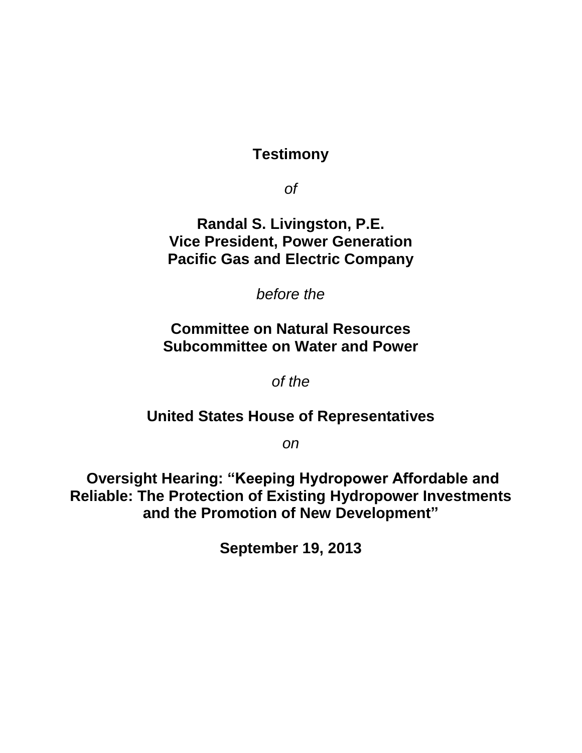**Testimony**

*of*

**Randal S. Livingston, P.E.**
**Vice President, Power Generation**
**Pacific Gas and Electric Company**

*before the*

**Committee on Natural Resources**
**Subcommittee on Water and Power**

*of the*

**United States House of Representatives**

*on*

**Oversight Hearing: "Keeping Hydropower Affordable and Reliable: The Protection of Existing Hydropower Investments and the Promotion of New Development"**

**September 19, 2013**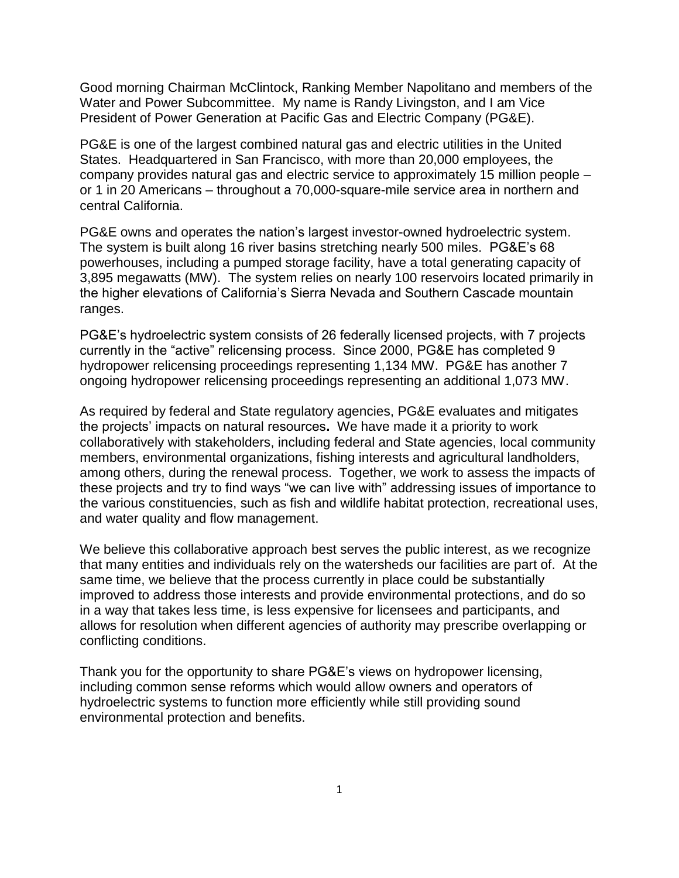Good morning Chairman McClintock, Ranking Member Napolitano and members of the Water and Power Subcommittee. My name is Randy Livingston, and I am Vice President of Power Generation at Pacific Gas and Electric Company (PG&E).

PG&E is one of the largest combined natural gas and electric utilities in the United States. Headquartered in San Francisco, with more than 20,000 employees, the company provides natural gas and electric service to approximately 15 million people – or 1 in 20 Americans – throughout a 70,000-square-mile service area in northern and central California.

PG&E owns and operates the nation's largest investor-owned hydroelectric system. The system is built along 16 river basins stretching nearly 500 miles. PG&E's 68 powerhouses, including a pumped storage facility, have a total generating capacity of 3,895 megawatts (MW). The system relies on nearly 100 reservoirs located primarily in the higher elevations of California's Sierra Nevada and Southern Cascade mountain ranges.

PG&E's hydroelectric system consists of 26 federally licensed projects, with 7 projects currently in the "active" relicensing process. Since 2000, PG&E has completed 9 hydropower relicensing proceedings representing 1,134 MW. PG&E has another 7 ongoing hydropower relicensing proceedings representing an additional 1,073 MW.

As required by federal and State regulatory agencies, PG&E evaluates and mitigates the projects' impacts on natural resources**.** We have made it a priority to work collaboratively with stakeholders, including federal and State agencies, local community members, environmental organizations, fishing interests and agricultural landholders, among others, during the renewal process. Together, we work to assess the impacts of these projects and try to find ways "we can live with" addressing issues of importance to the various constituencies, such as fish and wildlife habitat protection, recreational uses, and water quality and flow management.

We believe this collaborative approach best serves the public interest, as we recognize that many entities and individuals rely on the watersheds our facilities are part of. At the same time, we believe that the process currently in place could be substantially improved to address those interests and provide environmental protections, and do so in a way that takes less time, is less expensive for licensees and participants, and allows for resolution when different agencies of authority may prescribe overlapping or conflicting conditions.

Thank you for the opportunity to share PG&E's views on hydropower licensing, including common sense reforms which would allow owners and operators of hydroelectric systems to function more efficiently while still providing sound environmental protection and benefits.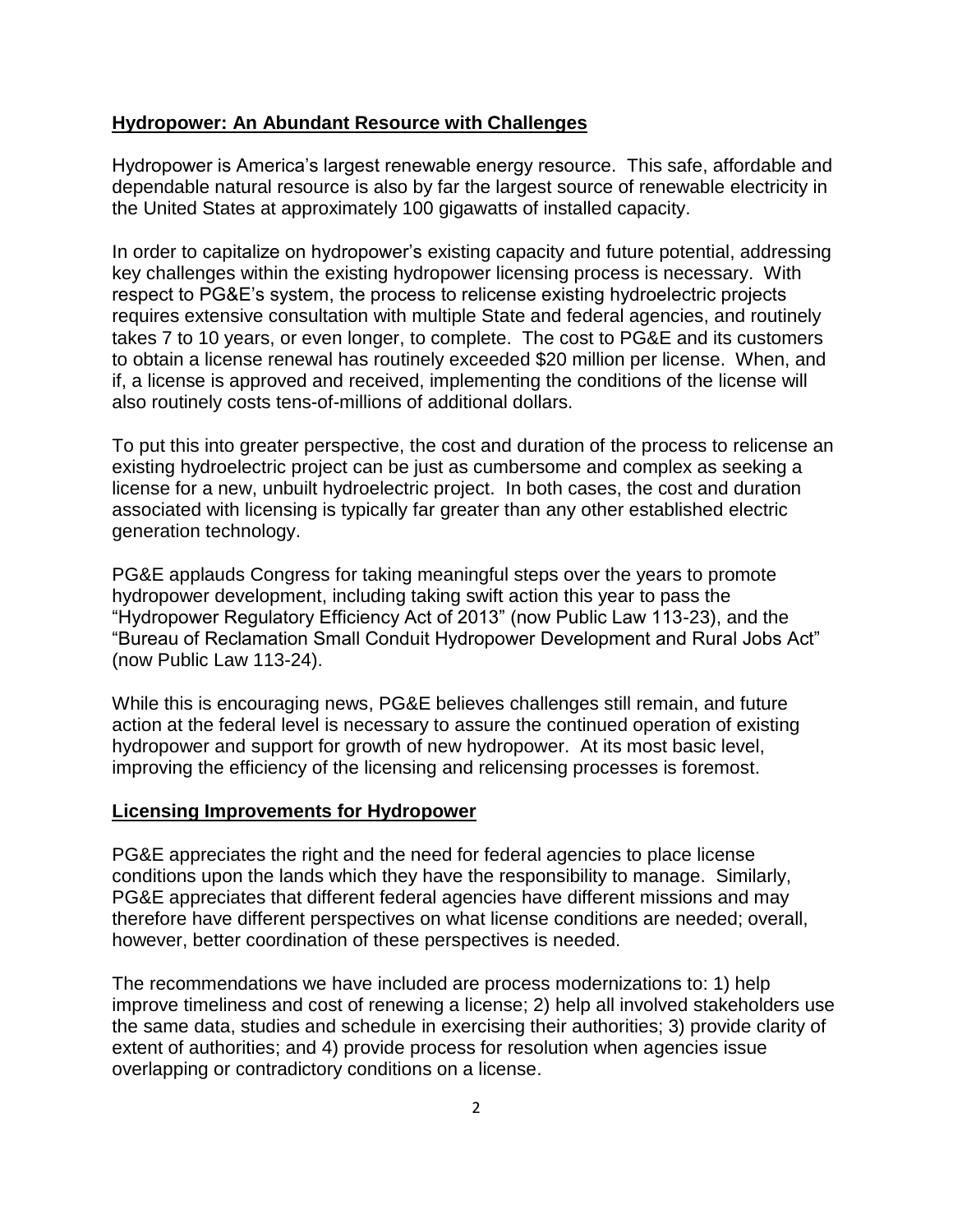## **Hydropower: An Abundant Resource with Challenges**

Hydropower is America's largest renewable energy resource. This safe, affordable and dependable natural resource is also by far the largest source of renewable electricity in the United States at approximately 100 gigawatts of installed capacity.

In order to capitalize on hydropower's existing capacity and future potential, addressing key challenges within the existing hydropower licensing process is necessary. With respect to PG&E's system, the process to relicense existing hydroelectric projects requires extensive consultation with multiple State and federal agencies, and routinely takes 7 to 10 years, or even longer, to complete. The cost to PG&E and its customers to obtain a license renewal has routinely exceeded $20 million per license. When, and if, a license is approved and received, implementing the conditions of the license will also routinely costs tens-of-millions of additional dollars.

To put this into greater perspective, the cost and duration of the process to relicense an existing hydroelectric project can be just as cumbersome and complex as seeking a license for a new, unbuilt hydroelectric project. In both cases, the cost and duration associated with licensing is typically far greater than any other established electric generation technology.

PG&E applauds Congress for taking meaningful steps over the years to promote hydropower development, including taking swift action this year to pass the "Hydropower Regulatory Efficiency Act of 2013" (now Public Law 113-23), and the "Bureau of Reclamation Small Conduit Hydropower Development and Rural Jobs Act" (now Public Law 113-24).

While this is encouraging news, PG&E believes challenges still remain, and future action at the federal level is necessary to assure the continued operation of existing hydropower and support for growth of new hydropower. At its most basic level, improving the efficiency of the licensing and relicensing processes is foremost.

## **Licensing Improvements for Hydropower**

PG&E appreciates the right and the need for federal agencies to place license conditions upon the lands which they have the responsibility to manage. Similarly, PG&E appreciates that different federal agencies have different missions and may therefore have different perspectives on what license conditions are needed; overall, however, better coordination of these perspectives is needed.

The recommendations we have included are process modernizations to: 1) help improve timeliness and cost of renewing a license; 2) help all involved stakeholders use the same data, studies and schedule in exercising their authorities; 3) provide clarity of extent of authorities; and 4) provide process for resolution when agencies issue overlapping or contradictory conditions on a license.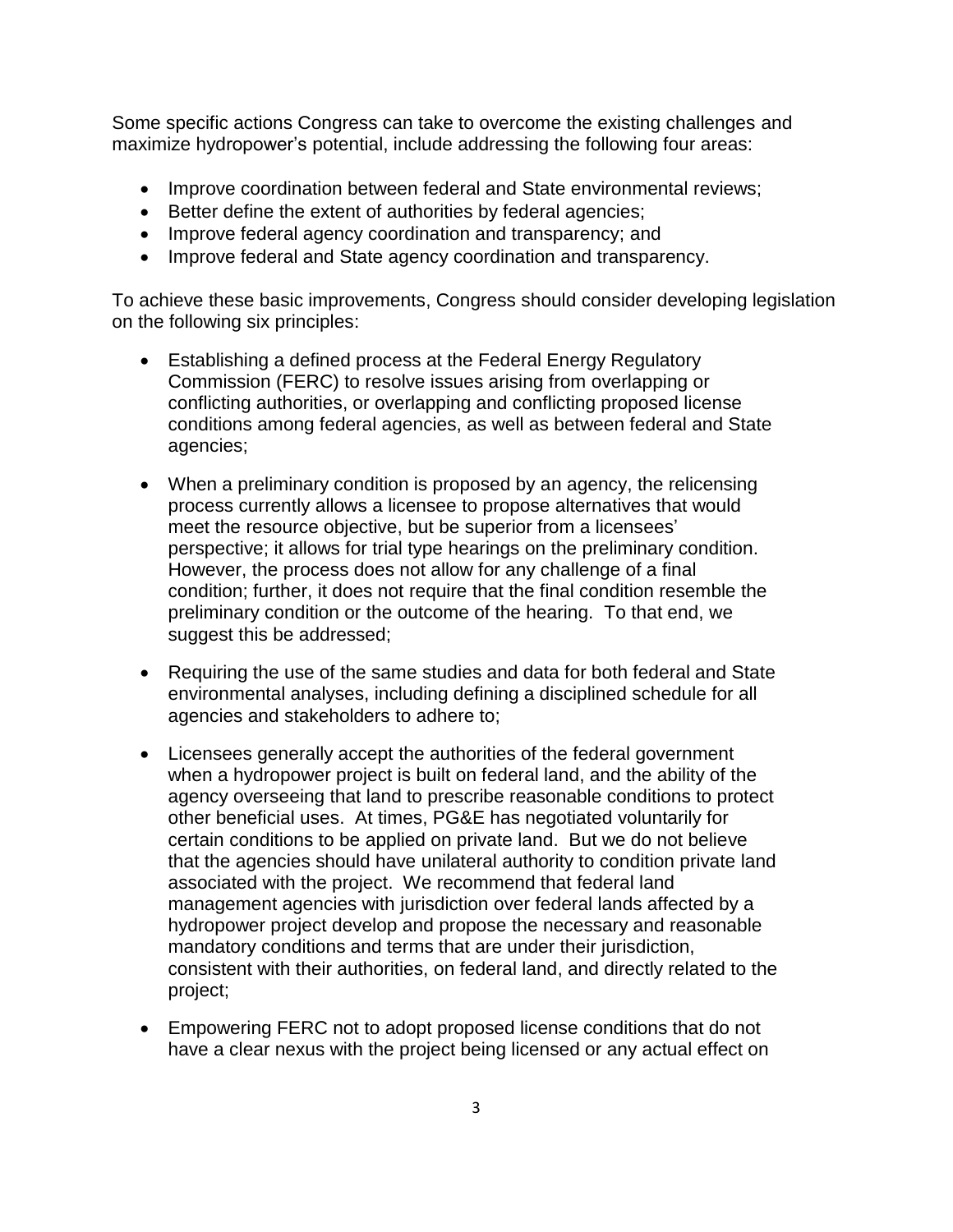Some specific actions Congress can take to overcome the existing challenges and maximize hydropower's potential, include addressing the following four areas:

- Improve coordination between federal and State environmental reviews;
- Better define the extent of authorities by federal agencies;
- Improve federal agency coordination and transparency; and
- Improve federal and State agency coordination and transparency.

To achieve these basic improvements, Congress should consider developing legislation on the following six principles:

- Establishing a defined process at the Federal Energy Regulatory Commission (FERC) to resolve issues arising from overlapping or conflicting authorities, or overlapping and conflicting proposed license conditions among federal agencies, as well as between federal and State agencies;

- When a preliminary condition is proposed by an agency, the relicensing process currently allows a licensee to propose alternatives that would meet the resource objective, but be superior from a licensees' perspective; it allows for trial type hearings on the preliminary condition. However, the process does not allow for any challenge of a final condition; further, it does not require that the final condition resemble the preliminary condition or the outcome of the hearing. To that end, we suggest this be addressed;

- Requiring the use of the same studies and data for both federal and State environmental analyses, including defining a disciplined schedule for all agencies and stakeholders to adhere to;

- Licensees generally accept the authorities of the federal government when a hydropower project is built on federal land, and the ability of the agency overseeing that land to prescribe reasonable conditions to protect other beneficial uses. At times, PG&E has negotiated voluntarily for certain conditions to be applied on private land. But we do not believe that the agencies should have unilateral authority to condition private land associated with the project. We recommend that federal land management agencies with jurisdiction over federal lands affected by a hydropower project develop and propose the necessary and reasonable mandatory conditions and terms that are under their jurisdiction, consistent with their authorities, on federal land, and directly related to the project;

- Empowering FERC not to adopt proposed license conditions that do not have a clear nexus with the project being licensed or any actual effect on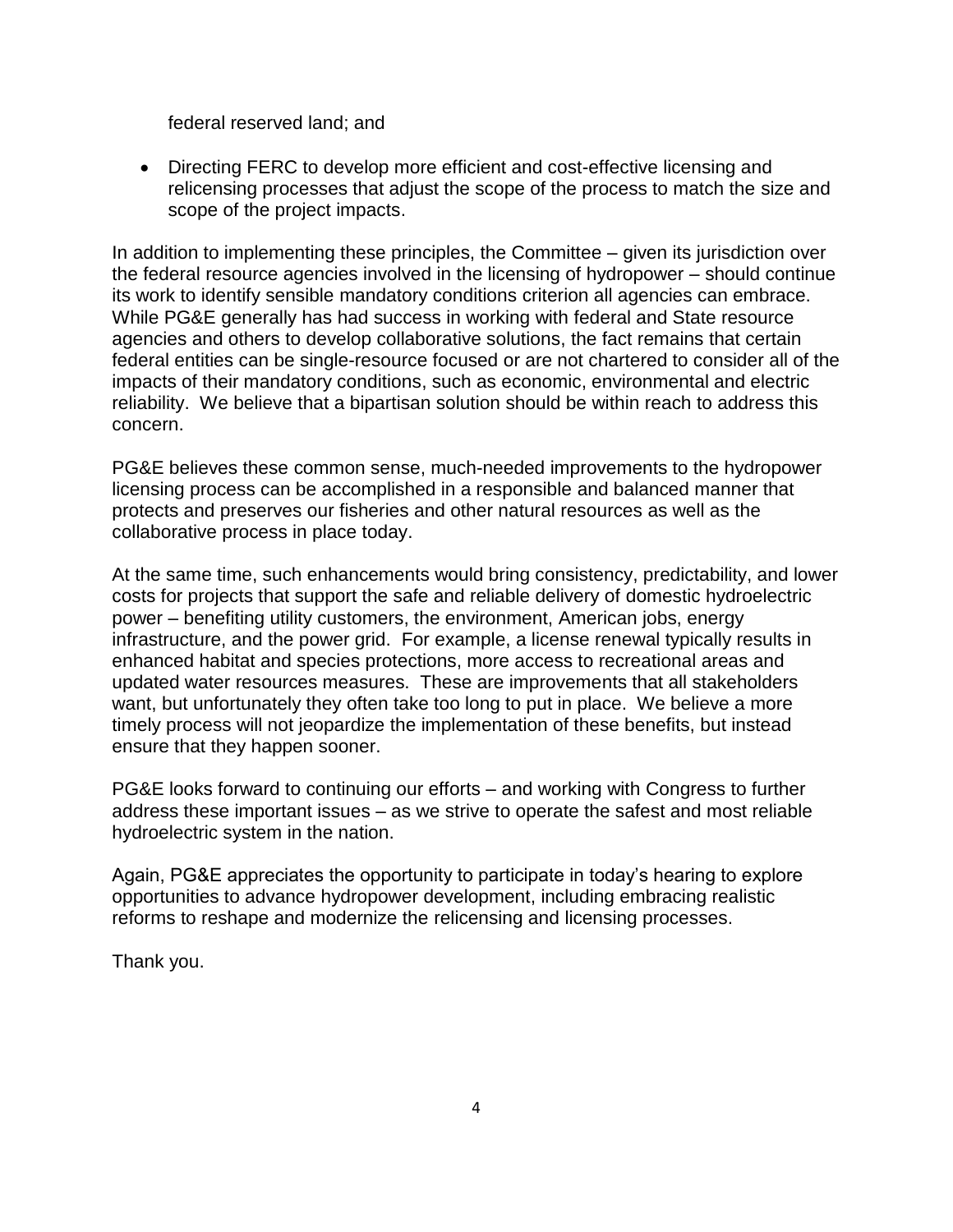federal reserved land; and

- Directing FERC to develop more efficient and cost-effective licensing and relicensing processes that adjust the scope of the process to match the size and scope of the project impacts.

In addition to implementing these principles, the Committee – given its jurisdiction over the federal resource agencies involved in the licensing of hydropower – should continue its work to identify sensible mandatory conditions criterion all agencies can embrace. While PG&E generally has had success in working with federal and State resource agencies and others to develop collaborative solutions, the fact remains that certain federal entities can be single-resource focused or are not chartered to consider all of the impacts of their mandatory conditions, such as economic, environmental and electric reliability. We believe that a bipartisan solution should be within reach to address this concern.

PG&E believes these common sense, much-needed improvements to the hydropower licensing process can be accomplished in a responsible and balanced manner that protects and preserves our fisheries and other natural resources as well as the collaborative process in place today.

At the same time, such enhancements would bring consistency, predictability, and lower costs for projects that support the safe and reliable delivery of domestic hydroelectric power – benefiting utility customers, the environment, American jobs, energy infrastructure, and the power grid. For example, a license renewal typically results in enhanced habitat and species protections, more access to recreational areas and updated water resources measures. These are improvements that all stakeholders want, but unfortunately they often take too long to put in place. We believe a more timely process will not jeopardize the implementation of these benefits, but instead ensure that they happen sooner.

PG&E looks forward to continuing our efforts – and working with Congress to further address these important issues – as we strive to operate the safest and most reliable hydroelectric system in the nation.

Again, PG&E appreciates the opportunity to participate in today's hearing to explore opportunities to advance hydropower development, including embracing realistic reforms to reshape and modernize the relicensing and licensing processes.

Thank you.